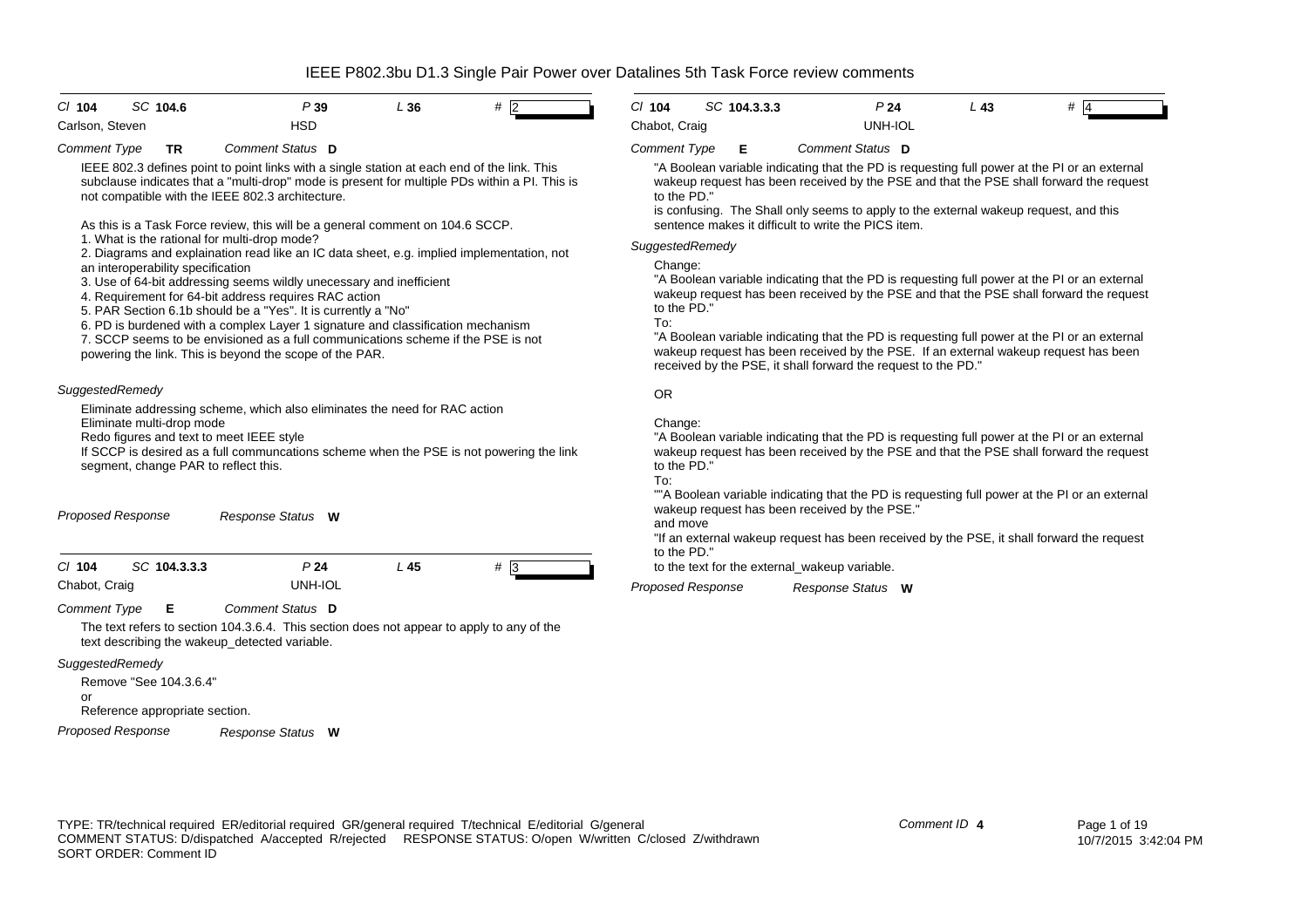# IEEE P802.3bu D1.3 Single Pair Power over Datalines 5th Task Force review comments

**Cl** 104 **SC** 104.6 **P** 39 **L** 36 **#** 2

Carlson, Steven — HSD

*Comment Type* **TR** *Comment Status* **D**

IEEE 802.3 defines point to point links with a single station at each end of the link. This subclause indicates that a "multi-drop" mode is present for multiple PDs within a PI. This is not compatible with the IEEE 802.3 architecture.

As this is a Task Force review, this will be a general comment on 104.6 SCCP.

1. What is the rational for multi-drop mode?
2. Diagrams and explaination read like an IC data sheet, e.g. implied implementation, not an interoperability specification
3. Use of 64-bit addressing seems wildly unecessary and inefficient
4. Requirement for 64-bit address requires RAC action
5. PAR Section 6.1b should be a "Yes". It is currently a "No"
6. PD is burdened with a complex Layer 1 signature and classification mechanism
7. SCCP seems to be envisioned as a full communications scheme if the PSE is not powering the link. This is beyond the scope of the PAR.

*SuggestedRemedy*

Eliminate addressing scheme, which also eliminates the need for RAC action
Eliminate multi-drop mode
Redo figures and text to meet IEEE style
If SCCP is desired as a full communcations scheme when the PSE is not powering the link segment, change PAR to reflect this.

*Proposed Response* *Response Status* **W**

---

**Cl** 104 **SC** 104.3.3.3 **P** 24 **L** 45 **#** 3

Chabot, Craig — UNH-IOL

*Comment Type* **E** *Comment Status* **D**

The text refers to section 104.3.6.4. This section does not appear to apply to any of the text describing the wakeup_detected variable.

*SuggestedRemedy*

Remove "See 104.3.6.4"
or
Reference appropriate section.

*Proposed Response* *Response Status* **W**

---

**Cl** 104 **SC** 104.3.3.3 **P** 24 **L** 43 **#** 4

Chabot, Craig — UNH-IOL

*Comment Type* **E** *Comment Status* **D**

"A Boolean variable indicating that the PD is requesting full power at the PI or an external wakeup request has been received by the PSE and that the PSE shall forward the request to the PD."
is confusing. The Shall only seems to apply to the external wakeup request, and this sentence makes it difficult to write the PICS item.

*SuggestedRemedy*

Change:
"A Boolean variable indicating that the PD is requesting full power at the PI or an external wakeup request has been received by the PSE and that the PSE shall forward the request to the PD."
To:
"A Boolean variable indicating that the PD is requesting full power at the PI or an external wakeup request has been received by the PSE. If an external wakeup request has been received by the PSE, it shall forward the request to the PD."

OR

Change:
"A Boolean variable indicating that the PD is requesting full power at the PI or an external wakeup request has been received by the PSE and that the PSE shall forward the request to the PD."
To:
""A Boolean variable indicating that the PD is requesting full power at the PI or an external wakeup request has been received by the PSE."
and move
"If an external wakeup request has been received by the PSE, it shall forward the request to the PD."
to the text for the external_wakeup variable.

*Proposed Response* *Response Status* **W**

---

TYPE: TR/technical required ER/editorial required GR/general required T/technical E/editorial G/general
COMMENT STATUS: D/dispatched A/accepted R/rejected RESPONSE STATUS: O/open W/written C/closed Z/withdrawn
SORT ORDER: Comment ID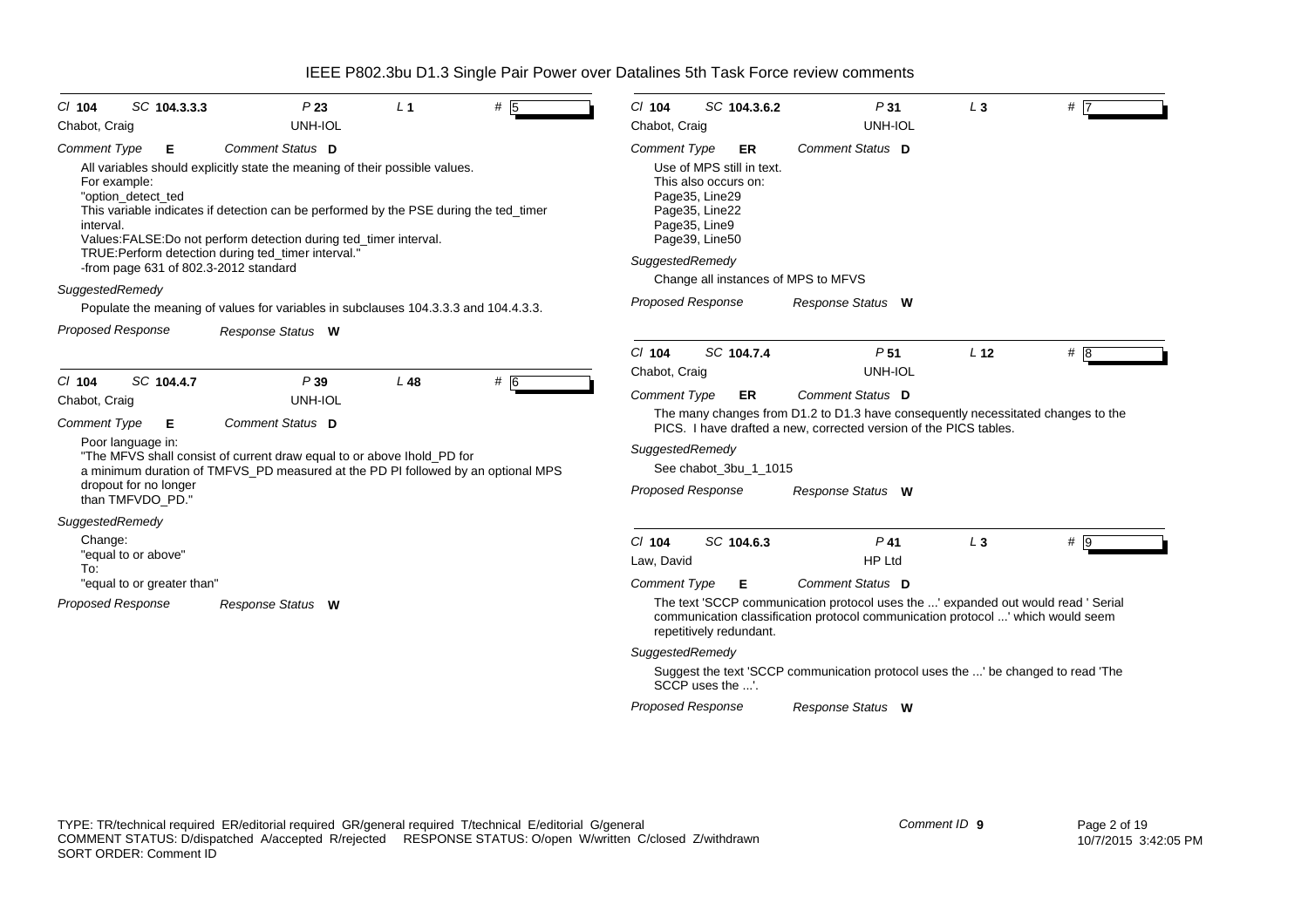# IEEE P802.3bu D1.3 Single Pair Power over Datalines 5th Task Force review comments

Cl **104** SC **104.3.3.3** P **23** L **1** # **5**

Chabot, Craig — UNH-IOL

*Comment Type* **E** *Comment Status* **D**

All variables should explicitly state the meaning of their possible values.
For example:
"option_detect_ted
This variable indicates if detection can be performed by the PSE during the ted_timer interval.
Values:FALSE:Do not perform detection during ted_timer interval.
TRUE:Perform detection during ted_timer interval."
-from page 631 of 802.3-2012 standard

*SuggestedRemedy*

Populate the meaning of values for variables in subclauses 104.3.3.3 and 104.4.3.3.

*Proposed Response* *Response Status* **W**

---

Cl **104** SC **104.4.7** P **39** L **48** # **6**

Chabot, Craig — UNH-IOL

*Comment Type* **E** *Comment Status* **D**

Poor language in:
"The MFVS shall consist of current draw equal to or above Ihold_PD for a minimum duration of TMFVS_PD measured at the PD PI followed by an optional MPS dropout for no longer than TMFVDO_PD."

*SuggestedRemedy*

Change:
"equal to or above"
To:
"equal to or greater than"

*Proposed Response* *Response Status* **W**

---

Cl **104** SC **104.3.6.2** P **31** L **3** # **7**

Chabot, Craig — UNH-IOL

*Comment Type* **ER** *Comment Status* **D**

Use of MPS still in text.
This also occurs on:
Page35, Line29
Page35, Line22
Page35, Line9
Page39, Line50

*SuggestedRemedy*

Change all instances of MPS to MFVS

*Proposed Response* *Response Status* **W**

---

Cl **104** SC **104.7.4** P **51** L **12** # **8**

Chabot, Craig — UNH-IOL

*Comment Type* **ER** *Comment Status* **D**

The many changes from D1.2 to D1.3 have consequently necessitated changes to the PICS. I have drafted a new, corrected version of the PICS tables.

*SuggestedRemedy*

See chabot_3bu_1_1015

*Proposed Response* *Response Status* **W**

---

Cl **104** SC **104.6.3** P **41** L **3** # **9**

Law, David — HP Ltd

*Comment Type* **E** *Comment Status* **D**

The text 'SCCP communication protocol uses the ...' expanded out would read ' Serial communication classification protocol communication protocol ...' which would seem repetitively redundant.

*SuggestedRemedy*

Suggest the text 'SCCP communication protocol uses the ...' be changed to read 'The SCCP uses the ...'.

*Proposed Response* *Response Status* **W**

---

TYPE: TR/technical required ER/editorial required GR/general required T/technical E/editorial G/general
COMMENT STATUS: D/dispatched A/accepted R/rejected RESPONSE STATUS: O/open W/written C/closed Z/withdrawn
SORT ORDER: Comment ID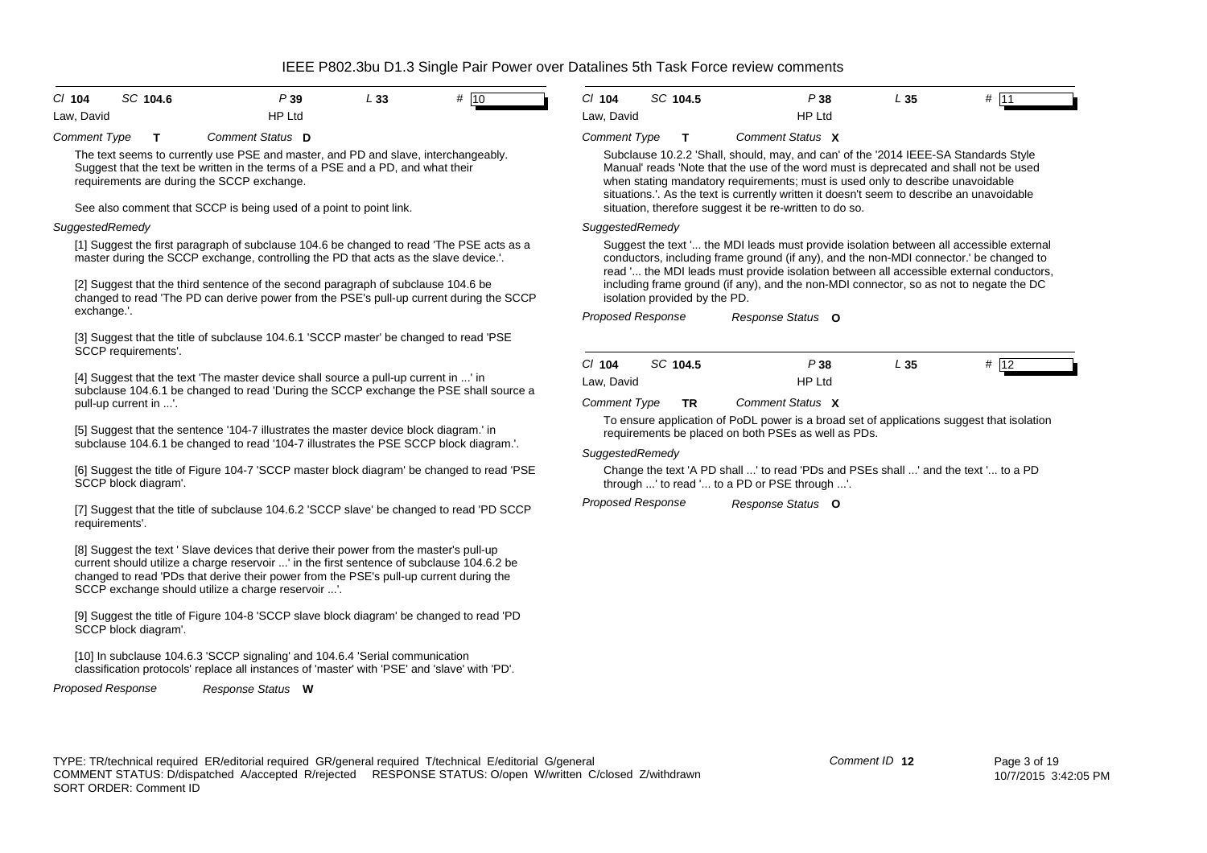| Cl **104** | SC **104.6** | P **39** | L **33** | # **10** |
|---|---|---|---|---|
| Law, David | | HP Ltd | | |

*Comment Type* **T** *Comment Status* **D**

The text seems to currently use PSE and master, and PD and slave, interchangeably. Suggest that the text be written in the terms of a PSE and a PD, and what their requirements are during the SCCP exchange.

See also comment that SCCP is being used of a point to point link.

*SuggestedRemedy*

[1] Suggest the first paragraph of subclause 104.6 be changed to read 'The PSE acts as a master during the SCCP exchange, controlling the PD that acts as the slave device.'.

[2] Suggest that the third sentence of the second paragraph of subclause 104.6 be changed to read 'The PD can derive power from the PSE's pull-up current during the SCCP exchange.'.

[3] Suggest that the title of subclause 104.6.1 'SCCP master' be changed to read 'PSE SCCP requirements'.

[4] Suggest that the text 'The master device shall source a pull-up current in ...' in subclause 104.6.1 be changed to read 'During the SCCP exchange the PSE shall source a pull-up current in ...'.

[5] Suggest that the sentence '104-7 illustrates the master device block diagram.' in subclause 104.6.1 be changed to read '104-7 illustrates the PSE SCCP block diagram.'.

[6] Suggest the title of Figure 104-7 'SCCP master block diagram' be changed to read 'PSE SCCP block diagram'.

[7] Suggest that the title of subclause 104.6.2 'SCCP slave' be changed to read 'PD SCCP requirements'.

[8] Suggest the text ' Slave devices that derive their power from the master's pull-up current should utilize a charge reservoir ...' in the first sentence of subclause 104.6.2 be changed to read 'PDs that derive their power from the PSE's pull-up current during the SCCP exchange should utilize a charge reservoir ...'.

[9] Suggest the title of Figure 104-8 'SCCP slave block diagram' be changed to read 'PD SCCP block diagram'.

[10] In subclause 104.6.3 'SCCP signaling' and 104.6.4 'Serial communication classification protocols' replace all instances of 'master' with 'PSE' and 'slave' with 'PD'.

*Proposed Response* *Response Status* **W**

| Cl **104** | SC **104.5** | P **38** | L **35** | # **11** |
|---|---|---|---|---|
| Law, David | | HP Ltd | | |

*Comment Type* **T** *Comment Status* **X**

Subclause 10.2.2 'Shall, should, may, and can' of the '2014 IEEE-SA Standards Style Manual' reads 'Note that the use of the word must is deprecated and shall not be used when stating mandatory requirements; must is used only to describe unavoidable situations.'. As the text is currently written it doesn't seem to describe an unavoidable situation, therefore suggest it be re-written to do so.

*SuggestedRemedy*

Suggest the text '... the MDI leads must provide isolation between all accessible external conductors, including frame ground (if any), and the non-MDI connector.' be changed to read '... the MDI leads must provide isolation between all accessible external conductors, including frame ground (if any), and the non-MDI connector, so as not to negate the DC isolation provided by the PD.

*Proposed Response* *Response Status* **O**

| Cl **104** | SC **104.5** | P **38** | L **35** | # **12** |
|---|---|---|---|---|
| Law, David | | HP Ltd | | |

*Comment Type* **TR** *Comment Status* **X**

To ensure application of PoDL power is a broad set of applications suggest that isolation requirements be placed on both PSEs as well as PDs.

*SuggestedRemedy*

Change the text 'A PD shall ...' to read 'PDs and PSEs shall ...' and the text '... to a PD through ...' to read '... to a PD or PSE through ...'.

*Proposed Response* *Response Status* **O**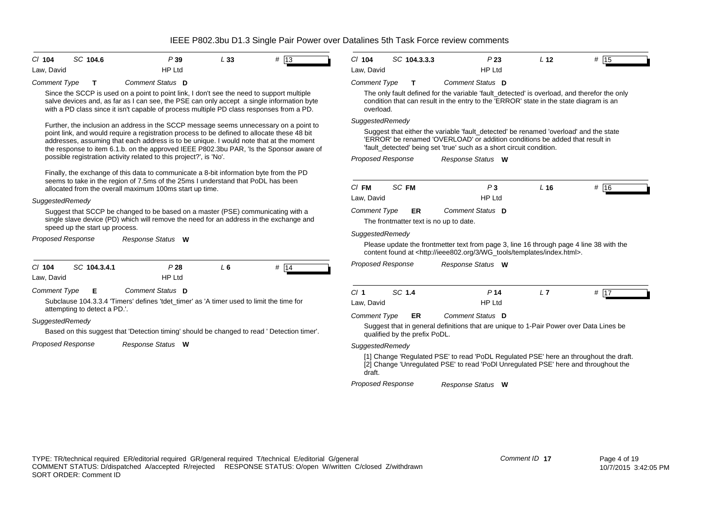# IEEE P802.3bu D1.3 Single Pair Power over Datalines 5th Task Force review comments

---

*Cl* **104** *SC* **104.6** *P* **39** *L* **33** *#* **13**

Law, David — HP Ltd

*Comment Type* **T** *Comment Status* **D**

Since the SCCP is used on a point to point link, I don't see the need to support multiple salve devices and, as far as I can see, the PSE can only accept a single information byte with a PD class since it isn't capable of process multiple PD class responses from a PD.

Further, the inclusion an address in the SCCP message seems unnecessary on a point to point link, and would require a registration process to be defined to allocate these 48 bit addresses, assuming that each address is to be unique. I would note that at the moment the response to item 6.1.b. on the approved IEEE P802.3bu PAR, 'Is the Sponsor aware of possible registration activity related to this project?', is 'No'.

Finally, the exchange of this data to communicate a 8-bit information byte from the PD seems to take in the region of 7.5ms of the 25ms I understand that PoDL has been allocated from the overall maximum 100ms start up time.

*SuggestedRemedy*

Suggest that SCCP be changed to be based on a master (PSE) communicating with a single slave device (PD) which will remove the need for an address in the exchange and speed up the start up process.

*Proposed Response* *Response Status* **W**

---

*Cl* **104** *SC* **104.3.4.1** *P* **28** *L* **6** *#* **14**

Law, David — HP Ltd

*Comment Type* **E** *Comment Status* **D**

Subclause 104.3.3.4 'Timers' defines 'tdet_timer' as 'A timer used to limit the time for attempting to detect a PD.'.

*SuggestedRemedy*

Based on this suggest that 'Detection timing' should be changed to read ' Detection timer'.

*Proposed Response* *Response Status* **W**

---

*Cl* **104** *SC* **104.3.3.3** *P* **23** *L* **12** *#* **15**

Law, David — HP Ltd

*Comment Type* **T** *Comment Status* **D**

The only fault defined for the variable 'fault_detected' is overload, and therefor the only condition that can result in the entry to the 'ERROR' state in the state diagram is an overload.

*SuggestedRemedy*

Suggest that either the variable 'fault_detected' be renamed 'overload' and the state 'ERROR' be renamed 'OVERLOAD' or addition conditions be added that result in 'fault_detected' being set 'true' such as a short circuit condition.

*Proposed Response* *Response Status* **W**

---

*Cl* **FM** *SC* **FM** *P* **3** *L* **16** *#* **16**

Law, David — HP Ltd

*Comment Type* **ER** *Comment Status* **D**

The frontmatter text is no up to date.

*SuggestedRemedy*

Please update the frontmetter text from page 3, line 16 through page 4 line 38 with the content found at <http://ieee802.org/3/WG_tools/templates/index.html>.

*Proposed Response* *Response Status* **W**

---

*Cl* **1** *SC* **1.4** *P* **14** *L* **7** *#* **17**

Law, David — HP Ltd

*Comment Type* **ER** *Comment Status* **D**

Suggest that in general definitions that are unique to 1-Pair Power over Data Lines be qualified by the prefix PoDL.

*SuggestedRemedy*

[1] Change 'Regulated PSE' to read 'PoDL Regulated PSE' here an throughout the draft.
[2] Change 'Unregulated PSE' to read 'PoDl Unregulated PSE' here and throughout the draft.

*Proposed Response* *Response Status* **W**

---

TYPE: TR/technical required ER/editorial required GR/general required T/technical E/editorial G/general
COMMENT STATUS: D/dispatched A/accepted R/rejected RESPONSE STATUS: O/open W/written C/closed Z/withdrawn
SORT ORDER: Comment ID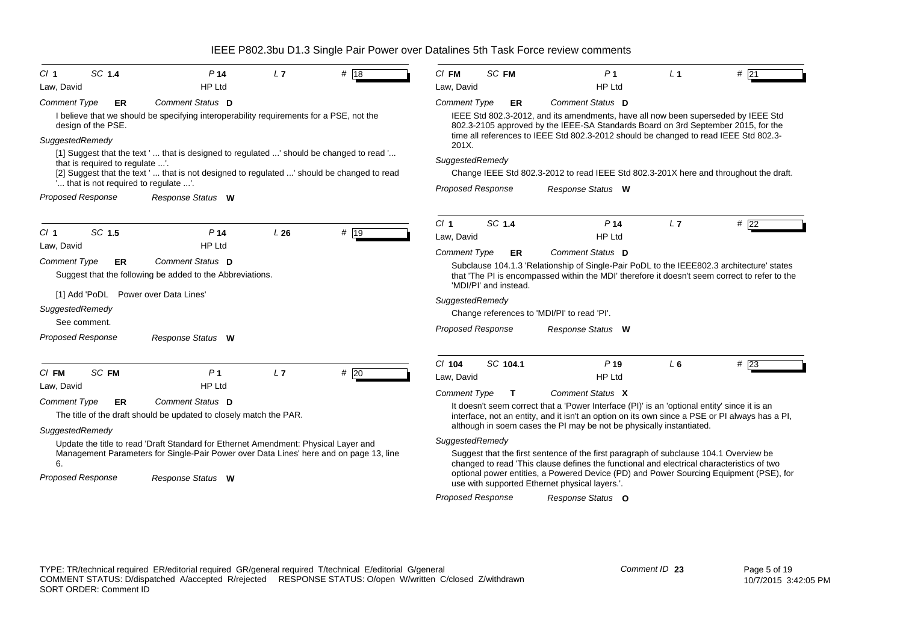**Cl 1 SC 1.4 P 14 L 7 # 18**

Law, David — HP Ltd

*Comment Type* **ER** *Comment Status* **D**

I believe that we should be specifying interoperability requirements for a PSE, not the design of the PSE.

*SuggestedRemedy*

[1] Suggest that the text ' ... that is designed to regulated ...' should be changed to read '... that is required to regulate ...'.
[2] Suggest that the text ' ... that is not designed to regulated ...' should be changed to read '... that is not required to regulate ...'.

*Proposed Response* *Response Status* **W**

---

**Cl 1 SC 1.5 P 14 L 26 # 19**

Law, David — HP Ltd

*Comment Type* **ER** *Comment Status* **D**

Suggest that the following be added to the Abbreviations.

[1] Add 'PoDL Power over Data Lines'

*SuggestedRemedy*

See comment.

*Proposed Response* *Response Status* **W**

---

**Cl FM SC FM P 1 L 7 # 20**

Law, David — HP Ltd

*Comment Type* **ER** *Comment Status* **D**

The title of the draft should be updated to closely match the PAR.

*SuggestedRemedy*

Update the title to read 'Draft Standard for Ethernet Amendment: Physical Layer and Management Parameters for Single-Pair Power over Data Lines' here and on page 13, line 6.

*Proposed Response* *Response Status* **W**

---

**Cl FM SC FM P 1 L 1 # 21**

Law, David — HP Ltd

*Comment Type* **ER** *Comment Status* **D**

IEEE Std 802.3-2012, and its amendments, have all now been superseded by IEEE Std 802.3-2105 approved by the IEEE-SA Standards Board on 3rd September 2015, for the time all references to IEEE Std 802.3-2012 should be changed to read IEEE Std 802.3-201X.

*SuggestedRemedy*

Change IEEE Std 802.3-2012 to read IEEE Std 802.3-201X here and throughout the draft.

*Proposed Response* *Response Status* **W**

---

**Cl 1 SC 1.4 P 14 L 7 # 22**

Law, David — HP Ltd

*Comment Type* **ER** *Comment Status* **D**

Subclause 104.1.3 'Relationship of Single-Pair PoDL to the IEEE802.3 architecture' states that 'The PI is encompassed within the MDI' therefore it doesn't seem correct to refer to the 'MDI/PI' and instead.

*SuggestedRemedy*

Change references to 'MDI/PI' to read 'PI'.

*Proposed Response* *Response Status* **W**

---

**Cl 104 SC 104.1 P 19 L 6 # 23**

Law, David — HP Ltd

*Comment Type* **T** *Comment Status* **X**

It doesn't seem correct that a 'Power Interface (PI)' is an 'optional entity' since it is an interface, not an entity, and it isn't an option on its own since a PSE or PI always has a PI, although in soem cases the PI may be not be physically instantiated.

*SuggestedRemedy*

Suggest that the first sentence of the first paragraph of subclause 104.1 Overview be changed to read 'This clause defines the functional and electrical characteristics of two optional power entities, a Powered Device (PD) and Power Sourcing Equipment (PSE), for use with supported Ethernet physical layers.'.

*Proposed Response* *Response Status* **O**

---

TYPE: TR/technical required ER/editorial required GR/general required T/technical E/editorial G/general
COMMENT STATUS: D/dispatched A/accepted R/rejected RESPONSE STATUS: O/open W/written C/closed Z/withdrawn
SORT ORDER: Comment ID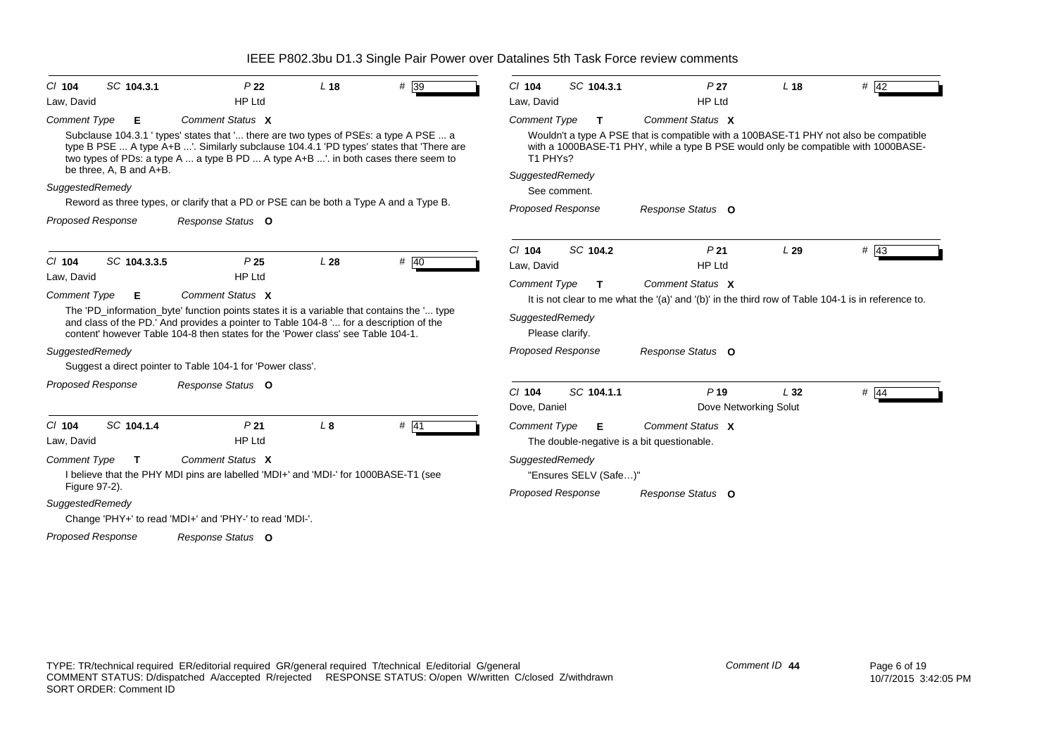# IEEE P802.3bu D1.3 Single Pair Power over Datalines 5th Task Force review comments

---

*Cl* **104** *SC* **104.3.1** *P* **22** *L* **18** *#* **39**

Law, David — HP Ltd

*Comment Type* **E** *Comment Status* **X**

Subclause 104.3.1 ' types' states that '... there are two types of PSEs: a type A PSE ... a type B PSE ... A type A+B ...'. Similarly subclause 104.4.1 'PD types' states that 'There are two types of PDs: a type A ... a type B PD ... A type A+B ...'. in both cases there seem to be three, A, B and A+B.

*SuggestedRemedy*

Reword as three types, or clarify that a PD or PSE can be both a Type A and a Type B.

*Proposed Response* *Response Status* **O**

---

*Cl* **104** *SC* **104.3.3.5** *P* **25** *L* **28** *#* **40**

Law, David — HP Ltd

*Comment Type* **E** *Comment Status* **X**

The 'PD_information_byte' function points states it is a variable that contains the '... type and class of the PD.' And provides a pointer to Table 104-8 '... for a description of the content' however Table 104-8 then states for the 'Power class' see Table 104-1.

*SuggestedRemedy*

Suggest a direct pointer to Table 104-1 for 'Power class'.

*Proposed Response* *Response Status* **O**

---

*Cl* **104** *SC* **104.1.4** *P* **21** *L* **8** *#* **41**

Law, David — HP Ltd

*Comment Type* **T** *Comment Status* **X**

I believe that the PHY MDI pins are labelled 'MDI+' and 'MDI-' for 1000BASE-T1 (see Figure 97-2).

*SuggestedRemedy*

Change 'PHY+' to read 'MDI+' and 'PHY-' to read 'MDI-'.

*Proposed Response* *Response Status* **O**

---

*Cl* **104** *SC* **104.3.1** *P* **27** *L* **18** *#* **42**

Law, David — HP Ltd

*Comment Type* **T** *Comment Status* **X**

Wouldn't a type A PSE that is compatible with a 100BASE-T1 PHY not also be compatible with a 1000BASE-T1 PHY, while a type B PSE would only be compatible with 1000BASE-T1 PHYs?

*SuggestedRemedy*

See comment.

*Proposed Response* *Response Status* **O**

---

*Cl* **104** *SC* **104.2** *P* **21** *L* **29** *#* **43**

Law, David — HP Ltd

*Comment Type* **T** *Comment Status* **X**

It is not clear to me what the '(a)' and '(b)' in the third row of Table 104-1 is in reference to.

*SuggestedRemedy*

Please clarify.

*Proposed Response* *Response Status* **O**

---

*Cl* **104** *SC* **104.1.1** *P* **19** *L* **32** *#* **44**

Dove, Daniel — Dove Networking Solut

*Comment Type* **E** *Comment Status* **X**

The double-negative is a bit questionable.

*SuggestedRemedy*

"Ensures SELV (Safe…)"

*Proposed Response* *Response Status* **O**

---

TYPE: TR/technical required ER/editorial required GR/general required T/technical E/editorial G/general
COMMENT STATUS: D/dispatched A/accepted R/rejected RESPONSE STATUS: O/open W/written C/closed Z/withdrawn
SORT ORDER: Comment ID

*Comment ID* **44**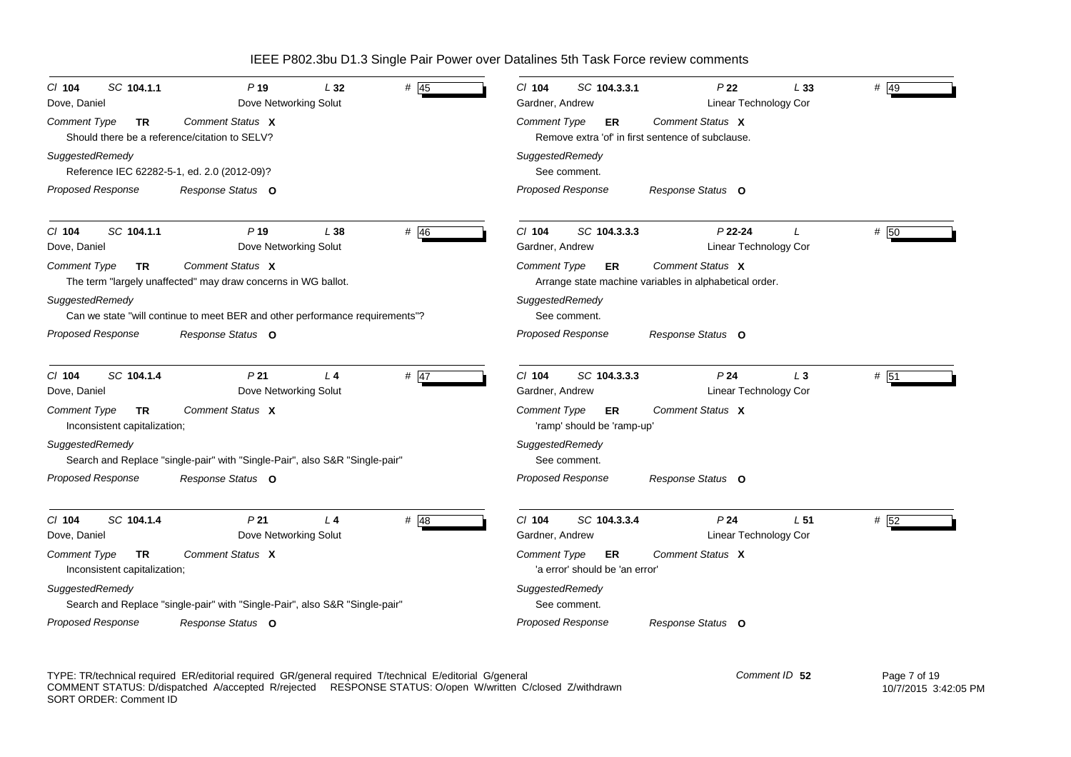# IEEE P802.3bu D1.3 Single Pair Power over Datalines 5th Task Force review comments

---

*Cl* **104** *SC* **104.1.1** *P* **19** *L* **32** # 45

Dove, Daniel — Dove Networking Solut

*Comment Type* **TR** *Comment Status* **X**

Should there be a reference/citation to SELV?

*SuggestedRemedy*

Reference IEC 62282-5-1, ed. 2.0 (2012-09)?

*Proposed Response* *Response Status* **O**

---

*Cl* **104** *SC* **104.1.1** *P* **19** *L* **38** # 46

Dove, Daniel — Dove Networking Solut

*Comment Type* **TR** *Comment Status* **X**

The term "largely unaffected" may draw concerns in WG ballot.

*SuggestedRemedy*

Can we state "will continue to meet BER and other performance requirements"?

*Proposed Response* *Response Status* **O**

---

*Cl* **104** *SC* **104.1.4** *P* **21** *L* **4** # 47

Dove, Daniel — Dove Networking Solut

*Comment Type* **TR** *Comment Status* **X**

Inconsistent capitalization;

*SuggestedRemedy*

Search and Replace "single-pair" with "Single-Pair", also S&R "Single-pair"

*Proposed Response* *Response Status* **O**

---

*Cl* **104** *SC* **104.1.4** *P* **21** *L* **4** # 48

Dove, Daniel — Dove Networking Solut

*Comment Type* **TR** *Comment Status* **X**

Inconsistent capitalization;

*SuggestedRemedy*

Search and Replace "single-pair" with "Single-Pair", also S&R "Single-pair"

*Proposed Response* *Response Status* **O**

---

*Cl* **104** *SC* **104.3.3.1** *P* **22** *L* **33** # 49

Gardner, Andrew — Linear Technology Cor

*Comment Type* **ER** *Comment Status* **X**

Remove extra 'of' in first sentence of subclause.

*SuggestedRemedy*

See comment.

*Proposed Response* *Response Status* **O**

---

*Cl* **104** *SC* **104.3.3.3** *P* **22-24** *L* # 50

Gardner, Andrew — Linear Technology Cor

*Comment Type* **ER** *Comment Status* **X**

Arrange state machine variables in alphabetical order.

*SuggestedRemedy*

See comment.

*Proposed Response* *Response Status* **O**

---

*Cl* **104** *SC* **104.3.3.3** *P* **24** *L* **3** # 51

Gardner, Andrew — Linear Technology Cor

*Comment Type* **ER** *Comment Status* **X**

'ramp' should be 'ramp-up'

*SuggestedRemedy*

See comment.

*Proposed Response* *Response Status* **O**

---

*Cl* **104** *SC* **104.3.3.4** *P* **24** *L* **51** # 52

Gardner, Andrew — Linear Technology Cor

*Comment Type* **ER** *Comment Status* **X**

'a error' should be 'an error'

*SuggestedRemedy*

See comment.

*Proposed Response* *Response Status* **O**

---

TYPE: TR/technical required ER/editorial required GR/general required T/technical E/editorial G/general
COMMENT STATUS: D/dispatched A/accepted R/rejected RESPONSE STATUS: O/open W/written C/closed Z/withdrawn
SORT ORDER: Comment ID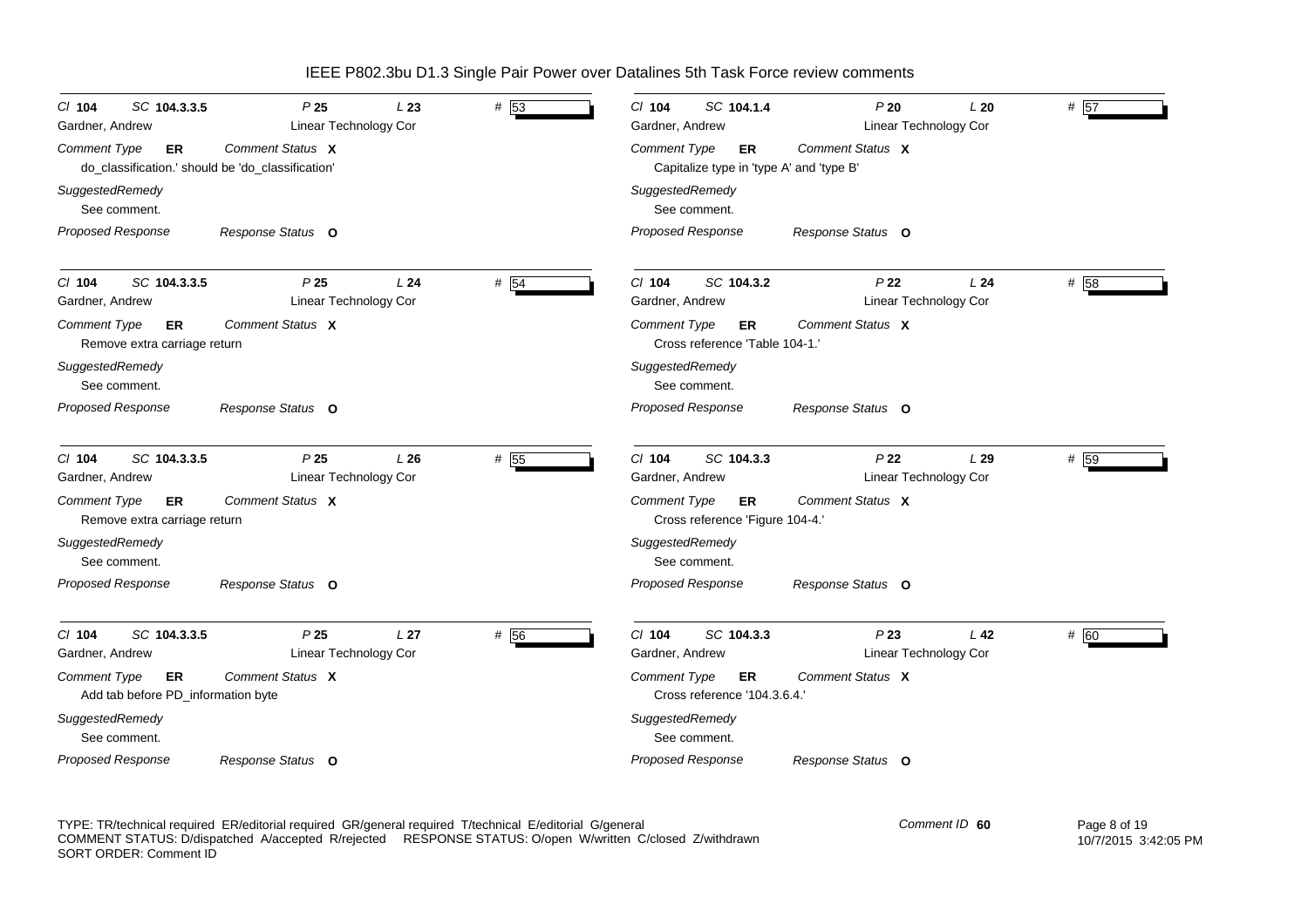# IEEE P802.3bu D1.3 Single Pair Power over Datalines 5th Task Force review comments

---

*Cl* **104** *SC* **104.3.3.5** *P* **25** *L* **23** # 53

Gardner, Andrew — Linear Technology Cor

*Comment Type* **ER** *Comment Status* **X**

do_classification.' should be 'do_classification'

*SuggestedRemedy*

See comment.

*Proposed Response* *Response Status* **O**

---

*Cl* **104** *SC* **104.3.3.5** *P* **25** *L* **24** # 54

Gardner, Andrew — Linear Technology Cor

*Comment Type* **ER** *Comment Status* **X**

Remove extra carriage return

*SuggestedRemedy*

See comment.

*Proposed Response* *Response Status* **O**

---

*Cl* **104** *SC* **104.3.3.5** *P* **25** *L* **26** # 55

Gardner, Andrew — Linear Technology Cor

*Comment Type* **ER** *Comment Status* **X**

Remove extra carriage return

*SuggestedRemedy*

See comment.

*Proposed Response* *Response Status* **O**

---

*Cl* **104** *SC* **104.3.3.5** *P* **25** *L* **27** # 56

Gardner, Andrew — Linear Technology Cor

*Comment Type* **ER** *Comment Status* **X**

Add tab before PD_information byte

*SuggestedRemedy*

See comment.

*Proposed Response* *Response Status* **O**

---

*Cl* **104** *SC* **104.1.4** *P* **20** *L* **20** # 57

Gardner, Andrew — Linear Technology Cor

*Comment Type* **ER** *Comment Status* **X**

Capitalize type in 'type A' and 'type B'

*SuggestedRemedy*

See comment.

*Proposed Response* *Response Status* **O**

---

*Cl* **104** *SC* **104.3.2** *P* **22** *L* **24** # 58

Gardner, Andrew — Linear Technology Cor

*Comment Type* **ER** *Comment Status* **X**

Cross reference 'Table 104-1.'

*SuggestedRemedy*

See comment.

*Proposed Response* *Response Status* **O**

---

*Cl* **104** *SC* **104.3.3** *P* **22** *L* **29** # 59

Gardner, Andrew — Linear Technology Cor

*Comment Type* **ER** *Comment Status* **X**

Cross reference 'Figure 104-4.'

*SuggestedRemedy*

See comment.

*Proposed Response* *Response Status* **O**

---

*Cl* **104** *SC* **104.3.3** *P* **23** *L* **42** # 60

Gardner, Andrew — Linear Technology Cor

*Comment Type* **ER** *Comment Status* **X**

Cross reference '104.3.6.4.'

*SuggestedRemedy*

See comment.

*Proposed Response* *Response Status* **O**

---

TYPE: TR/technical required ER/editorial required GR/general required T/technical E/editorial G/general
COMMENT STATUS: D/dispatched A/accepted R/rejected RESPONSE STATUS: O/open W/written C/closed Z/withdrawn
SORT ORDER: Comment ID

*Comment ID* **60**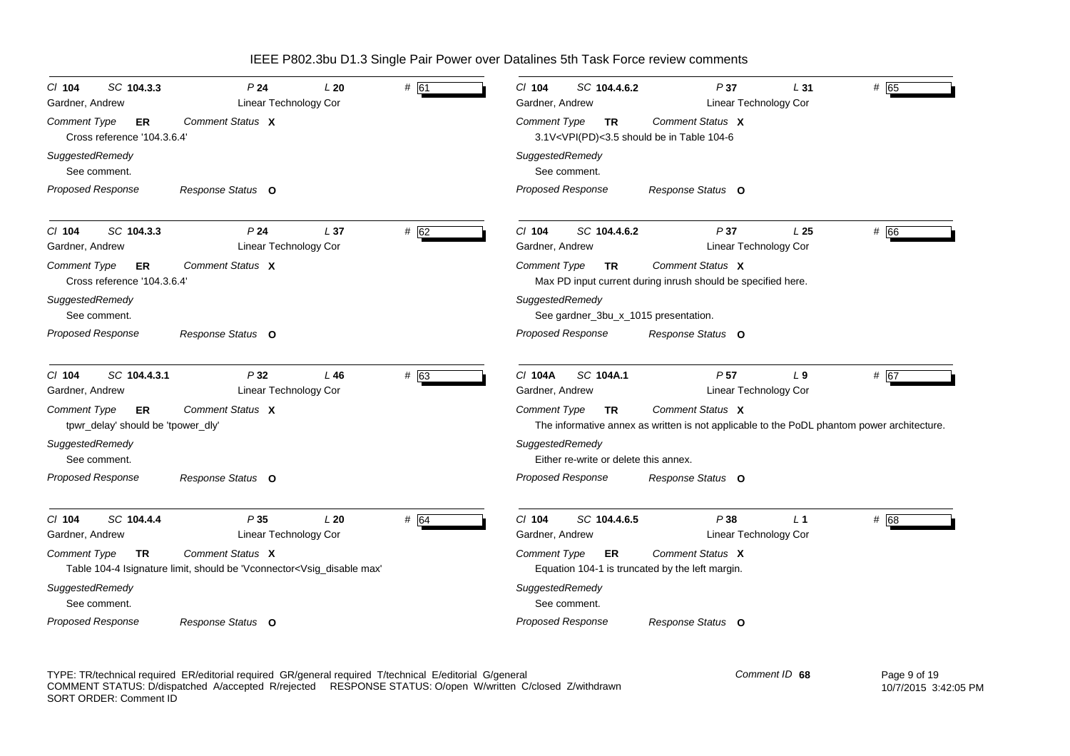# IEEE P802.3bu D1.3 Single Pair Power over Datalines 5th Task Force review comments

Cl **104** SC **104.3.3** P **24** L **20** # 61
Gardner, Andrew — Linear Technology Cor

*Comment Type* **ER** *Comment Status* **X**
Cross reference '104.3.6.4'

*SuggestedRemedy*
See comment.

*Proposed Response* *Response Status* **O**

---

Cl **104** SC **104.3.3** P **24** L **37** # 62
Gardner, Andrew — Linear Technology Cor

*Comment Type* **ER** *Comment Status* **X**
Cross reference '104.3.6.4'

*SuggestedRemedy*
See comment.

*Proposed Response* *Response Status* **O**

---

Cl **104** SC **104.4.3.1** P **32** L **46** # 63
Gardner, Andrew — Linear Technology Cor

*Comment Type* **ER** *Comment Status* **X**
tpwr_delay' should be 'tpower_dly'

*SuggestedRemedy*
See comment.

*Proposed Response* *Response Status* **O**

---

Cl **104** SC **104.4.4** P **35** L **20** # 64
Gardner, Andrew — Linear Technology Cor

*Comment Type* **TR** *Comment Status* **X**
Table 104-4 Isignature limit, should be 'Vconnector<Vsig_disable max'

*SuggestedRemedy*
See comment.

*Proposed Response* *Response Status* **O**

---

Cl **104** SC **104.4.6.2** P **37** L **31** # 65
Gardner, Andrew — Linear Technology Cor

*Comment Type* **TR** *Comment Status* **X**
3.1V<VPI(PD)<3.5 should be in Table 104-6

*SuggestedRemedy*
See comment.

*Proposed Response* *Response Status* **O**

---

Cl **104** SC **104.4.6.2** P **37** L **25** # 66
Gardner, Andrew — Linear Technology Cor

*Comment Type* **TR** *Comment Status* **X**
Max PD input current during inrush should be specified here.

*SuggestedRemedy*
See gardner_3bu_x_1015 presentation.

*Proposed Response* *Response Status* **O**

---

Cl **104A** SC **104A.1** P **57** L **9** # 67
Gardner, Andrew — Linear Technology Cor

*Comment Type* **TR** *Comment Status* **X**
The informative annex as written is not applicable to the PoDL phantom power architecture.

*SuggestedRemedy*
Either re-write or delete this annex.

*Proposed Response* *Response Status* **O**

---

Cl **104** SC **104.4.6.5** P **38** L **1** # 68
Gardner, Andrew — Linear Technology Cor

*Comment Type* **ER** *Comment Status* **X**
Equation 104-1 is truncated by the left margin.

*SuggestedRemedy*
See comment.

*Proposed Response* *Response Status* **O**

---

TYPE: TR/technical required ER/editorial required GR/general required T/technical E/editorial G/general
COMMENT STATUS: D/dispatched A/accepted R/rejected RESPONSE STATUS: O/open W/written C/closed Z/withdrawn
SORT ORDER: Comment ID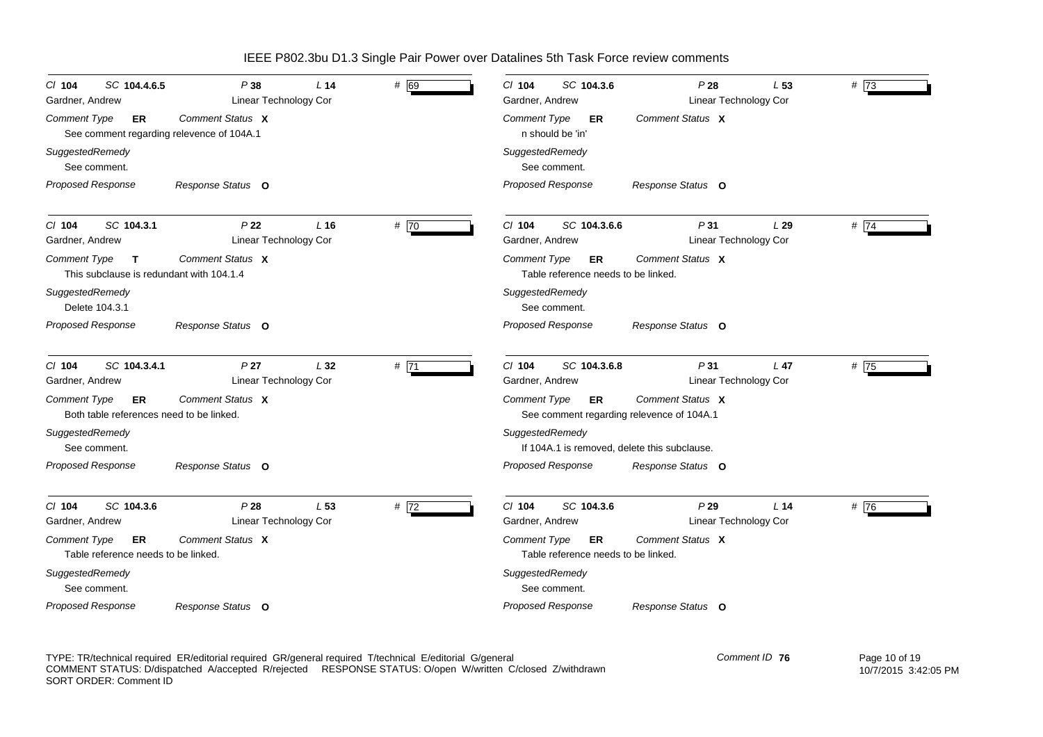# IEEE P802.3bu D1.3 Single Pair Power over Datalines 5th Task Force review comments

**Cl** 104 **SC** 104.4.6.5 **P** 38 **L** 14 **#** 69
Gardner, Andrew — Linear Technology Cor

*Comment Type* **ER** *Comment Status* **X**

See comment regarding relevence of 104A.1

*SuggestedRemedy*

See comment.

*Proposed Response* *Response Status* **O**

---

**Cl** 104 **SC** 104.3.1 **P** 22 **L** 16 **#** 70
Gardner, Andrew — Linear Technology Cor

*Comment Type* **T** *Comment Status* **X**

This subclause is redundant with 104.1.4

*SuggestedRemedy*

Delete 104.3.1

*Proposed Response* *Response Status* **O**

---

**Cl** 104 **SC** 104.3.4.1 **P** 27 **L** 32 **#** 71
Gardner, Andrew — Linear Technology Cor

*Comment Type* **ER** *Comment Status* **X**

Both table references need to be linked.

*SuggestedRemedy*

See comment.

*Proposed Response* *Response Status* **O**

---

**Cl** 104 **SC** 104.3.6 **P** 28 **L** 53 **#** 72
Gardner, Andrew — Linear Technology Cor

*Comment Type* **ER** *Comment Status* **X**

Table reference needs to be linked.

*SuggestedRemedy*

See comment.

*Proposed Response* *Response Status* **O**

---

**Cl** 104 **SC** 104.3.6 **P** 28 **L** 53 **#** 73
Gardner, Andrew — Linear Technology Cor

*Comment Type* **ER** *Comment Status* **X**

n should be 'in'

*SuggestedRemedy*

See comment.

*Proposed Response* *Response Status* **O**

---

**Cl** 104 **SC** 104.3.6.6 **P** 31 **L** 29 **#** 74
Gardner, Andrew — Linear Technology Cor

*Comment Type* **ER** *Comment Status* **X**

Table reference needs to be linked.

*SuggestedRemedy*

See comment.

*Proposed Response* *Response Status* **O**

---

**Cl** 104 **SC** 104.3.6.8 **P** 31 **L** 47 **#** 75
Gardner, Andrew — Linear Technology Cor

*Comment Type* **ER** *Comment Status* **X**

See comment regarding relevence of 104A.1

*SuggestedRemedy*

If 104A.1 is removed, delete this subclause.

*Proposed Response* *Response Status* **O**

---

**Cl** 104 **SC** 104.3.6 **P** 29 **L** 14 **#** 76
Gardner, Andrew — Linear Technology Cor

*Comment Type* **ER** *Comment Status* **X**

Table reference needs to be linked.

*SuggestedRemedy*

See comment.

*Proposed Response* *Response Status* **O**

---

TYPE: TR/technical required ER/editorial required GR/general required T/technical E/editorial G/general
COMMENT STATUS: D/dispatched A/accepted R/rejected RESPONSE STATUS: O/open W/written C/closed Z/withdrawn
SORT ORDER: Comment ID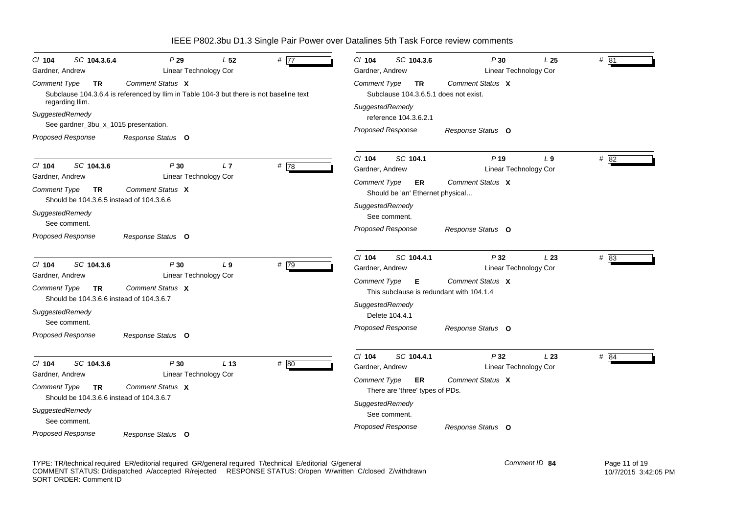# IEEE P802.3bu D1.3 Single Pair Power over Datalines 5th Task Force review comments

---

**Cl** 104 **SC** 104.3.6.4 **P** 29 **L** 52 **#** 77

Gardner, Andrew — Linear Technology Cor

*Comment Type* **TR** *Comment Status* **X**

Subclause 104.3.6.4 is referenced by Ilim in Table 104-3 but there is not baseline text regarding Ilim.

*SuggestedRemedy*

See gardner_3bu_x_1015 presentation.

*Proposed Response* *Response Status* **O**

---

**Cl** 104 **SC** 104.3.6 **P** 30 **L** 7 **#** 78

Gardner, Andrew — Linear Technology Cor

*Comment Type* **TR** *Comment Status* **X**

Should be 104.3.6.5 instead of 104.3.6.6

*SuggestedRemedy*

See comment.

*Proposed Response* *Response Status* **O**

---

**Cl** 104 **SC** 104.3.6 **P** 30 **L** 9 **#** 79

Gardner, Andrew — Linear Technology Cor

*Comment Type* **TR** *Comment Status* **X**

Should be 104.3.6.6 instead of 104.3.6.7

*SuggestedRemedy*

See comment.

*Proposed Response* *Response Status* **O**

---

**Cl** 104 **SC** 104.3.6 **P** 30 **L** 13 **#** 80

Gardner, Andrew — Linear Technology Cor

*Comment Type* **TR** *Comment Status* **X**

Should be 104.3.6.6 instead of 104.3.6.7

*SuggestedRemedy*

See comment.

*Proposed Response* *Response Status* **O**

---

**Cl** 104 **SC** 104.3.6 **P** 30 **L** 25 **#** 81

Gardner, Andrew — Linear Technology Cor

*Comment Type* **TR** *Comment Status* **X**

Subclause 104.3.6.5.1 does not exist.

*SuggestedRemedy*

reference 104.3.6.2.1

*Proposed Response* *Response Status* **O**

---

**Cl** 104 **SC** 104.1 **P** 19 **L** 9 **#** 82

Gardner, Andrew — Linear Technology Cor

*Comment Type* **ER** *Comment Status* **X**

Should be 'an' Ethernet physical…

*SuggestedRemedy*

See comment.

*Proposed Response* *Response Status* **O**

---

**Cl** 104 **SC** 104.4.1 **P** 32 **L** 23 **#** 83

Gardner, Andrew — Linear Technology Cor

*Comment Type* **E** *Comment Status* **X**

This subclause is redundant with 104.1.4

*SuggestedRemedy*

Delete 104.4.1

*Proposed Response* *Response Status* **O**

---

**Cl** 104 **SC** 104.4.1 **P** 32 **L** 23 **#** 84

Gardner, Andrew — Linear Technology Cor

*Comment Type* **ER** *Comment Status* **X**

There are 'three' types of PDs.

*SuggestedRemedy*

See comment.

*Proposed Response* *Response Status* **O**

---

TYPE: TR/technical required ER/editorial required GR/general required T/technical E/editorial G/general
COMMENT STATUS: D/dispatched A/accepted R/rejected RESPONSE STATUS: O/open W/written C/closed Z/withdrawn
SORT ORDER: Comment ID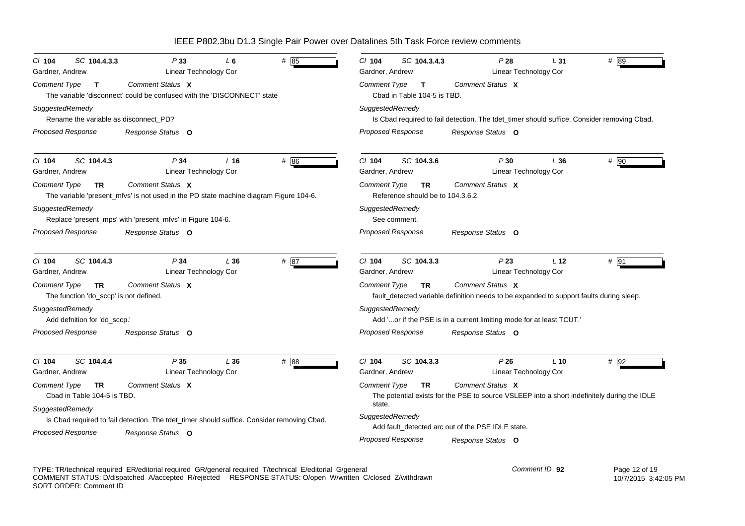# IEEE P802.3bu D1.3 Single Pair Power over Datalines 5th Task Force review comments

**Cl** 104 **SC** 104.4.3.3 **P** 33 **L** 6 **#** 85

Gardner, Andrew — Linear Technology Cor

*Comment Type* T *Comment Status* X

The variable 'disconnect' could be confused with the 'DISCONNECT' state

*SuggestedRemedy*

Rename the variable as disconnect_PD?

*Proposed Response* *Response Status* O

---

**Cl** 104 **SC** 104.4.3 **P** 34 **L** 16 **#** 86

Gardner, Andrew — Linear Technology Cor

*Comment Type* TR *Comment Status* X

The variable 'present_mfvs' is not used in the PD state machine diagram Figure 104-6.

*SuggestedRemedy*

Replace 'present_mps' with 'present_mfvs' in Figure 104-6.

*Proposed Response* *Response Status* O

---

**Cl** 104 **SC** 104.4.3 **P** 34 **L** 36 **#** 87

Gardner, Andrew — Linear Technology Cor

*Comment Type* TR *Comment Status* X

The function 'do_sccp' is not defined.

*SuggestedRemedy*

Add defnition for 'do_sccp.'

*Proposed Response* *Response Status* O

---

**Cl** 104 **SC** 104.4.4 **P** 35 **L** 36 **#** 88

Gardner, Andrew — Linear Technology Cor

*Comment Type* TR *Comment Status* X

Cbad in Table 104-5 is TBD.

*SuggestedRemedy*

Is Cbad required to fail detection. The tdet_timer should suffice. Consider removing Cbad.

*Proposed Response* *Response Status* O

---

**Cl** 104 **SC** 104.3.4.3 **P** 28 **L** 31 **#** 89

Gardner, Andrew — Linear Technology Cor

*Comment Type* T *Comment Status* X

Cbad in Table 104-5 is TBD.

*SuggestedRemedy*

Is Cbad required to fail detection. The tdet_timer should suffice. Consider removing Cbad.

*Proposed Response* *Response Status* O

---

**Cl** 104 **SC** 104.3.6 **P** 30 **L** 36 **#** 90

Gardner, Andrew — Linear Technology Cor

*Comment Type* TR *Comment Status* X

Reference should be to 104.3.6.2.

*SuggestedRemedy*

See comment.

*Proposed Response* *Response Status* O

---

**Cl** 104 **SC** 104.3.3 **P** 23 **L** 12 **#** 91

Gardner, Andrew — Linear Technology Cor

*Comment Type* TR *Comment Status* X

fault_detected variable definition needs to be expanded to support faults during sleep.

*SuggestedRemedy*

Add '...or if the PSE is in a current limiting mode for at least TCUT.'

*Proposed Response* *Response Status* O

---

**Cl** 104 **SC** 104.3.3 **P** 26 **L** 10 **#** 92

Gardner, Andrew — Linear Technology Cor

*Comment Type* TR *Comment Status* X

The potential exists for the PSE to source VSLEEP into a short indefinitely during the IDLE state.

*SuggestedRemedy*

Add fault_detected arc out of the PSE IDLE state.

*Proposed Response* *Response Status* O

---

TYPE: TR/technical required ER/editorial required GR/general required T/technical E/editorial G/general
COMMENT STATUS: D/dispatched A/accepted R/rejected RESPONSE STATUS: O/open W/written C/closed Z/withdrawn
SORT ORDER: Comment ID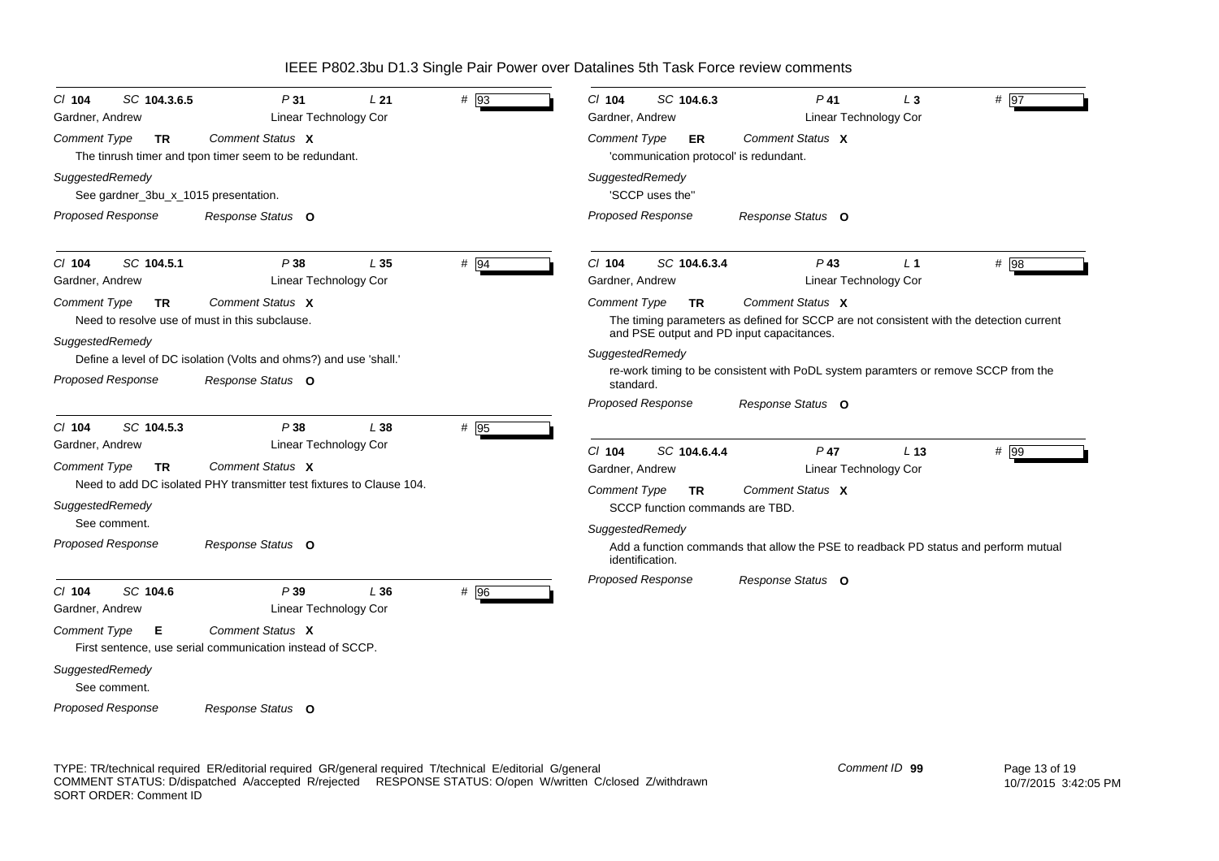# IEEE P802.3bu D1.3 Single Pair Power over Datalines 5th Task Force review comments

**Cl** 104 **SC** 104.3.6.5 **P** 31 **L** 21 **#** 93

Gardner, Andrew — Linear Technology Cor

*Comment Type* **TR** *Comment Status* **X**

The tinrush timer and tpon timer seem to be redundant.

*SuggestedRemedy*

See gardner_3bu_x_1015 presentation.

*Proposed Response* *Response Status* **O**

---

**Cl** 104 **SC** 104.5.1 **P** 38 **L** 35 **#** 94

Gardner, Andrew — Linear Technology Cor

*Comment Type* **TR** *Comment Status* **X**

Need to resolve use of must in this subclause.

*SuggestedRemedy*

Define a level of DC isolation (Volts and ohms?) and use 'shall.'

*Proposed Response* *Response Status* **O**

---

**Cl** 104 **SC** 104.5.3 **P** 38 **L** 38 **#** 95

Gardner, Andrew — Linear Technology Cor

*Comment Type* **TR** *Comment Status* **X**

Need to add DC isolated PHY transmitter test fixtures to Clause 104.

*SuggestedRemedy*

See comment.

*Proposed Response* *Response Status* **O**

---

**Cl** 104 **SC** 104.6 **P** 39 **L** 36 **#** 96

Gardner, Andrew — Linear Technology Cor

*Comment Type* **E** *Comment Status* **X**

First sentence, use serial communication instead of SCCP.

*SuggestedRemedy*

See comment.

*Proposed Response* *Response Status* **O**

---

**Cl** 104 **SC** 104.6.3 **P** 41 **L** 3 **#** 97

Gardner, Andrew — Linear Technology Cor

*Comment Type* **ER** *Comment Status* **X**

'communication protocol' is redundant.

*SuggestedRemedy*

'SCCP uses the''

*Proposed Response* *Response Status* **O**

---

**Cl** 104 **SC** 104.6.3.4 **P** 43 **L** 1 **#** 98

Gardner, Andrew — Linear Technology Cor

*Comment Type* **TR** *Comment Status* **X**

The timing parameters as defined for SCCP are not consistent with the detection current and PSE output and PD input capacitances.

*SuggestedRemedy*

re-work timing to be consistent with PoDL system paramters or remove SCCP from the standard.

*Proposed Response* *Response Status* **O**

---

**Cl** 104 **SC** 104.6.4.4 **P** 47 **L** 13 **#** 99

Gardner, Andrew — Linear Technology Cor

*Comment Type* **TR** *Comment Status* **X**

SCCP function commands are TBD.

*SuggestedRemedy*

Add a function commands that allow the PSE to readback PD status and perform mutual identification.

*Proposed Response* *Response Status* **O**

---

TYPE: TR/technical required ER/editorial required GR/general required T/technical E/editorial G/general
COMMENT STATUS: D/dispatched A/accepted R/rejected RESPONSE STATUS: O/open W/written C/closed Z/withdrawn
SORT ORDER: Comment ID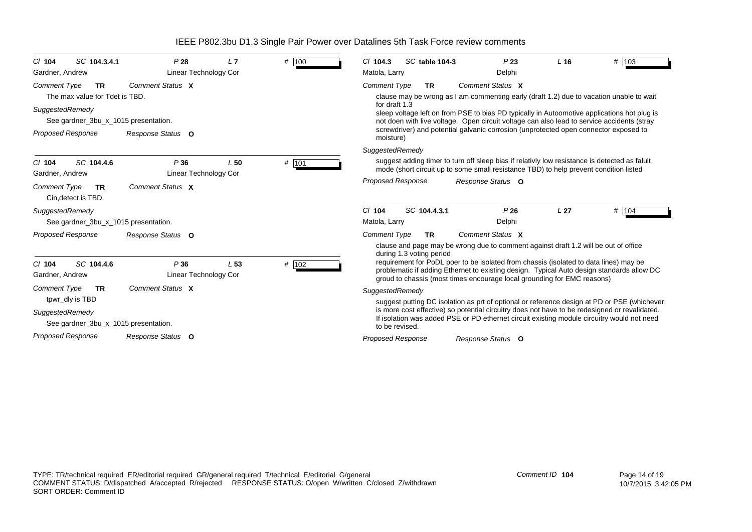# IEEE P802.3bu D1.3 Single Pair Power over Datalines 5th Task Force review comments

**Cl** 104 **SC** 104.3.4.1 **P** 28 **L** 7 **#** 100

Gardner, Andrew — Linear Technology Cor

*Comment Type* **TR** *Comment Status* **X**

The max value for Tdet is TBD.

*SuggestedRemedy*

See gardner_3bu_x_1015 presentation.

*Proposed Response* *Response Status* **O**

---

**Cl** 104 **SC** 104.4.6 **P** 36 **L** 50 **#** 101

Gardner, Andrew — Linear Technology Cor

*Comment Type* **TR** *Comment Status* **X**

Cin,detect is TBD.

*SuggestedRemedy*

See gardner_3bu_x_1015 presentation.

*Proposed Response* *Response Status* **O**

---

**Cl** 104 **SC** 104.4.6 **P** 36 **L** 53 **#** 102

Gardner, Andrew — Linear Technology Cor

*Comment Type* **TR** *Comment Status* **X**

tpwr_dly is TBD

*SuggestedRemedy*

See gardner_3bu_x_1015 presentation.

*Proposed Response* *Response Status* **O**

---

**Cl** 104.3 **SC** table 104-3 **P** 23 **L** 16 **#** 103

Matola, Larry — Delphi

*Comment Type* **TR** *Comment Status* **X**

clause may be wrong as I am commenting early (draft 1.2) due to vacation unable to wait for draft 1.3

sleep voltage left on from PSE to bias PD typically in Autoomotive applications hot plug is not doen with live voltage. Open circuit voltage can also lead to service accidents (stray screwdriver) and potential galvanic corrosion (unprotected open connector exposed to moisture)

*SuggestedRemedy*

suggest adding timer to turn off sleep bias if relativly low resistance is detected as falult mode (short circuit up to some small resistance TBD) to help prevent condition listed

*Proposed Response* *Response Status* **O**

---

**Cl** 104 **SC** 104.4.3.1 **P** 26 **L** 27 **#** 104

Matola, Larry — Delphi

*Comment Type* **TR** *Comment Status* **X**

clause and page may be wrong due to comment against draft 1.2 will be out of office during 1.3 voting period

requirement for PoDL poer to be isolated from chassis (isolated to data lines) may be problematic if adding Ethernet to existing design. Typical Auto design standards allow DC groud to chassis (most times encourage local grounding for EMC reasons)

*SuggestedRemedy*

suggest putting DC isolation as prt of optional or reference design at PD or PSE (whichever is more cost effective) so potential circuitry does not have to be redesigned or revalidated. If isolation was added PSE or PD ethernet circuit existing module circuitry would not need to be revised.

*Proposed Response* *Response Status* **O**

---

TYPE: TR/technical required ER/editorial required GR/general required T/technical E/editorial G/general
COMMENT STATUS: D/dispatched A/accepted R/rejected RESPONSE STATUS: O/open W/written C/closed Z/withdrawn
SORT ORDER: Comment ID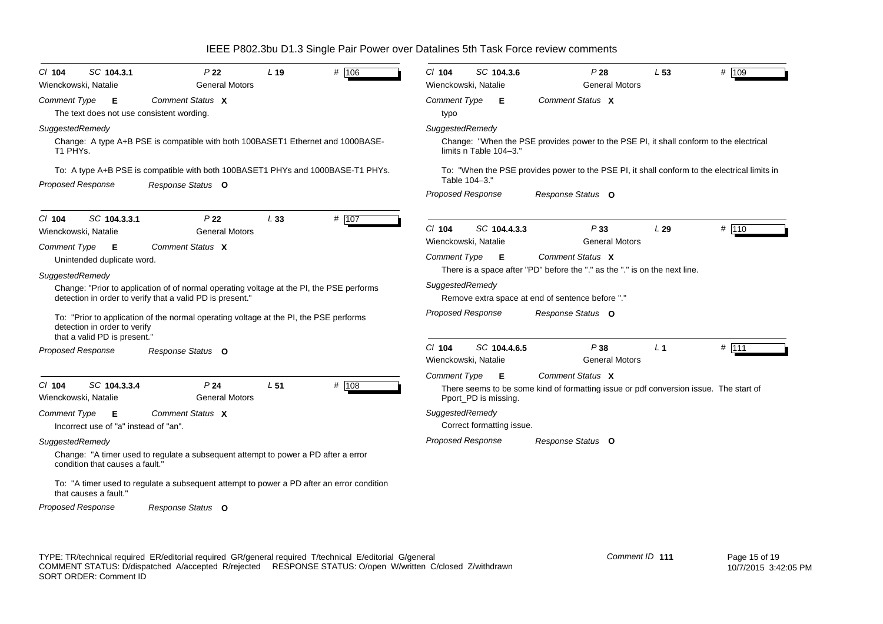# IEEE P802.3bu D1.3 Single Pair Power over Datalines 5th Task Force review comments

**Cl 104 SC 104.3.1 P 22 L 19 # 106**

Wienckowski, Natalie — General Motors

*Comment Type* **E** *Comment Status* **X**

The text does not use consistent wording.

*SuggestedRemedy*

Change: A type A+B PSE is compatible with both 100BASET1 Ethernet and 1000BASE-T1 PHYs.

To: A type A+B PSE is compatible with both 100BASET1 PHYs and 1000BASE-T1 PHYs.

*Proposed Response* *Response Status* **O**

---

**Cl 104 SC 104.3.3.1 P 22 L 33 # 107**

Wienckowski, Natalie — General Motors

*Comment Type* **E** *Comment Status* **X**

Unintended duplicate word.

*SuggestedRemedy*

Change: "Prior to application of of normal operating voltage at the PI, the PSE performs detection in order to verify that a valid PD is present."

To: "Prior to application of the normal operating voltage at the PI, the PSE performs detection in order to verify that a valid PD is present."

*Proposed Response* *Response Status* **O**

---

**Cl 104 SC 104.3.3.4 P 24 L 51 # 108**

Wienckowski, Natalie — General Motors

*Comment Type* **E** *Comment Status* **X**

Incorrect use of "a" instead of "an".

*SuggestedRemedy*

Change: "A timer used to regulate a subsequent attempt to power a PD after a error condition that causes a fault."

To: "A timer used to regulate a subsequent attempt to power a PD after an error condition that causes a fault."

*Proposed Response* *Response Status* **O**

---

**Cl 104 SC 104.3.6 P 28 L 53 # 109**

Wienckowski, Natalie — General Motors

*Comment Type* **E** *Comment Status* **X**

typo

*SuggestedRemedy*

Change: "When the PSE provides power to the PSE PI, it shall conform to the electrical limits n Table 104–3."

To: "When the PSE provides power to the PSE PI, it shall conform to the electrical limits in Table 104–3."

*Proposed Response* *Response Status* **O**

---

**Cl 104 SC 104.4.3.3 P 33 L 29 # 110**

Wienckowski, Natalie — General Motors

*Comment Type* **E** *Comment Status* **X**

There is a space after "PD" before the "." as the "." is on the next line.

*SuggestedRemedy*

Remove extra space at end of sentence before "."

*Proposed Response* *Response Status* **O**

---

**Cl 104 SC 104.4.6.5 P 38 L 1 # 111**

Wienckowski, Natalie — General Motors

*Comment Type* **E** *Comment Status* **X**

There seems to be some kind of formatting issue or pdf conversion issue. The start of Pport_PD is missing.

*SuggestedRemedy*

Correct formatting issue.

*Proposed Response* *Response Status* **O**

---

TYPE: TR/technical required ER/editorial required GR/general required T/technical E/editorial G/general
COMMENT STATUS: D/dispatched A/accepted R/rejected RESPONSE STATUS: O/open W/written C/closed Z/withdrawn
SORT ORDER: Comment ID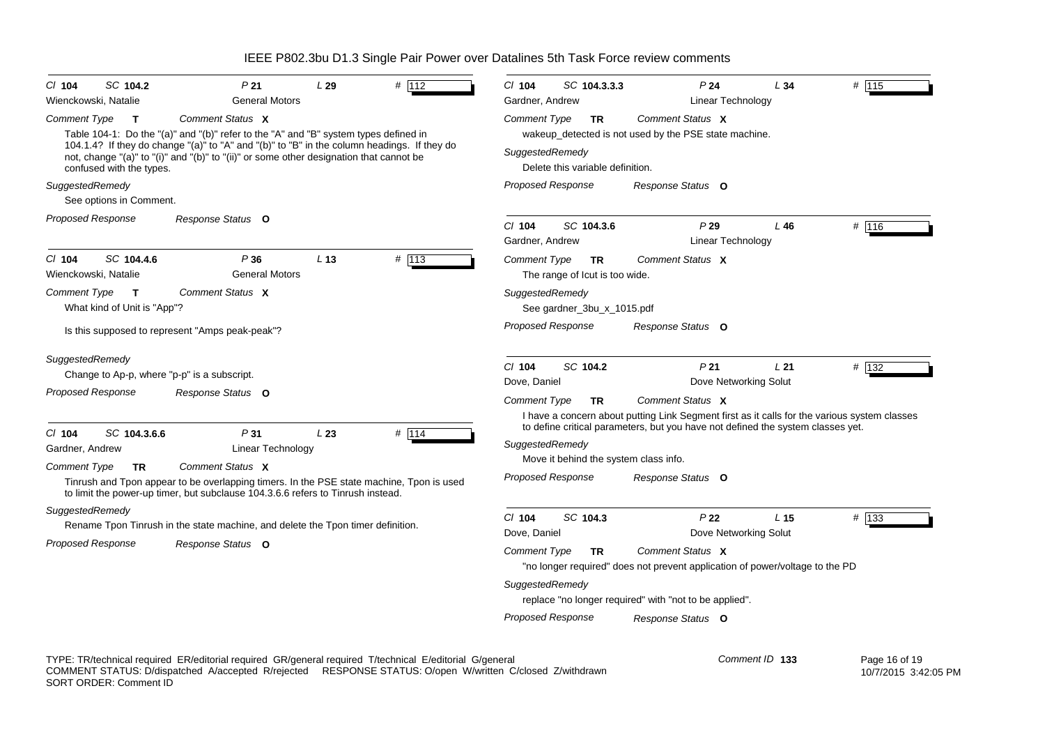| Cl 104 | SC 104.2 | P 21 | L 29 | # 112 |
|---|---|---|---|---|

Wienckowski, Natalie — General Motors

Comment Type **T** — Comment Status **X**

Table 104-1: Do the "(a)" and "(b)" refer to the "A" and "B" system types defined in 104.1.4? If they do change "(a)" to "A" and "(b)" to "B" in the column headings. If they do not, change "(a)" to "(i)" and "(b)" to "(ii)" or some other designation that cannot be confused with the types.

*SuggestedRemedy*

See options in Comment.

*Proposed Response* — *Response Status* **O**

---

| Cl 104 | SC 104.4.6 | P 36 | L 13 | # 113 |
|---|---|---|---|---|

Wienckowski, Natalie — General Motors

Comment Type **T** — Comment Status **X**

What kind of Unit is "App"?

Is this supposed to represent "Amps peak-peak"?

*SuggestedRemedy*

Change to Ap-p, where "p-p" is a subscript.

*Proposed Response* — *Response Status* **O**

---

| Cl 104 | SC 104.3.6.6 | P 31 | L 23 | # 114 |
|---|---|---|---|---|

Gardner, Andrew — Linear Technology

Comment Type **TR** — Comment Status **X**

Tinrush and Tpon appear to be overlapping timers. In the PSE state machine, Tpon is used to limit the power-up timer, but subclause 104.3.6.6 refers to Tinrush instead.

*SuggestedRemedy*

Rename Tpon Tinrush in the state machine, and delete the Tpon timer definition.

*Proposed Response* — *Response Status* **O**

---

| Cl 104 | SC 104.3.3.3 | P 24 | L 34 | # 115 |
|---|---|---|---|---|

Gardner, Andrew — Linear Technology

Comment Type **TR** — Comment Status **X**

wakeup_detected is not used by the PSE state machine.

*SuggestedRemedy*

Delete this variable definition.

*Proposed Response* — *Response Status* **O**

---

| Cl 104 | SC 104.3.6 | P 29 | L 46 | # 116 |
|---|---|---|---|---|

Gardner, Andrew — Linear Technology

Comment Type **TR** — Comment Status **X**

The range of Icut is too wide.

*SuggestedRemedy*

See gardner_3bu_x_1015.pdf

*Proposed Response* — *Response Status* **O**

---

| Cl 104 | SC 104.2 | P 21 | L 21 | # 132 |
|---|---|---|---|---|

Dove, Daniel — Dove Networking Solut

Comment Type **TR** — Comment Status **X**

I have a concern about putting Link Segment first as it calls for the various system classes to define critical parameters, but you have not defined the system classes yet.

*SuggestedRemedy*

Move it behind the system class info.

*Proposed Response* — *Response Status* **O**

---

| Cl 104 | SC 104.3 | P 22 | L 15 | # 133 |
|---|---|---|---|---|

Dove, Daniel — Dove Networking Solut

Comment Type **TR** — Comment Status **X**

"no longer required" does not prevent application of power/voltage to the PD

*SuggestedRemedy*

replace "no longer required" with "not to be applied".

*Proposed Response* — *Response Status* **O**

---

TYPE: TR/technical required ER/editorial required GR/general required T/technical E/editorial G/general
COMMENT STATUS: D/dispatched A/accepted R/rejected RESPONSE STATUS: O/open W/written C/closed Z/withdrawn
SORT ORDER: Comment ID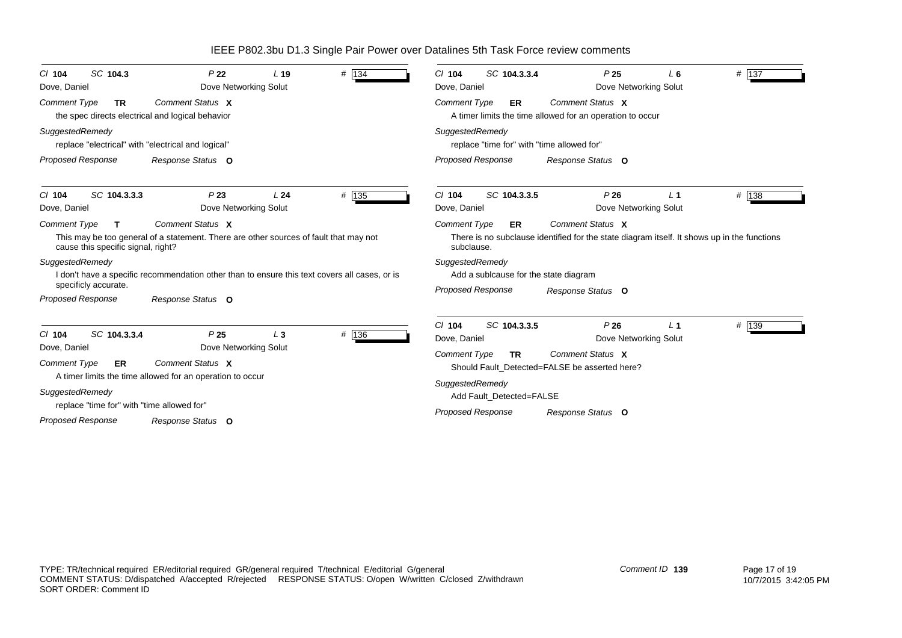# IEEE P802.3bu D1.3 Single Pair Power over Datalines 5th Task Force review comments

**Cl 104 SC 104.3 P 22 L 19 # 134**

Dove, Daniel — Dove Networking Solut

*Comment Type* **TR** *Comment Status* **X**

the spec directs electrical and logical behavior

*SuggestedRemedy*

replace "electrical" with "electrical and logical"

*Proposed Response* *Response Status* **O**

---

**Cl 104 SC 104.3.3.3 P 23 L 24 # 135**

Dove, Daniel — Dove Networking Solut

*Comment Type* **T** *Comment Status* **X**

This may be too general of a statement. There are other sources of fault that may not cause this specific signal, right?

*SuggestedRemedy*

I don't have a specific recommendation other than to ensure this text covers all cases, or is specificly accurate.

*Proposed Response* *Response Status* **O**

---

**Cl 104 SC 104.3.3.4 P 25 L 3 # 136**

Dove, Daniel — Dove Networking Solut

*Comment Type* **ER** *Comment Status* **X**

A timer limits the time allowed for an operation to occur

*SuggestedRemedy*

replace "time for" with "time allowed for"

*Proposed Response* *Response Status* **O**

---

**Cl 104 SC 104.3.3.4 P 25 L 6 # 137**

Dove, Daniel — Dove Networking Solut

*Comment Type* **ER** *Comment Status* **X**

A timer limits the time allowed for an operation to occur

*SuggestedRemedy*

replace "time for" with "time allowed for"

*Proposed Response* *Response Status* **O**

---

**Cl 104 SC 104.3.3.5 P 26 L 1 # 138**

Dove, Daniel — Dove Networking Solut

*Comment Type* **ER** *Comment Status* **X**

There is no subclause identified for the state diagram itself. It shows up in the functions subclause.

*SuggestedRemedy*

Add a sublcause for the state diagram

*Proposed Response* *Response Status* **O**

---

**Cl 104 SC 104.3.3.5 P 26 L 1 # 139**

Dove, Daniel — Dove Networking Solut

*Comment Type* **TR** *Comment Status* **X**

Should Fault_Detected=FALSE be asserted here?

*SuggestedRemedy*

Add Fault_Detected=FALSE

*Proposed Response* *Response Status* **O**

---

TYPE: TR/technical required ER/editorial required GR/general required T/technical E/editorial G/general
COMMENT STATUS: D/dispatched A/accepted R/rejected RESPONSE STATUS: O/open W/written C/closed Z/withdrawn
SORT ORDER: Comment ID

Comment ID **139**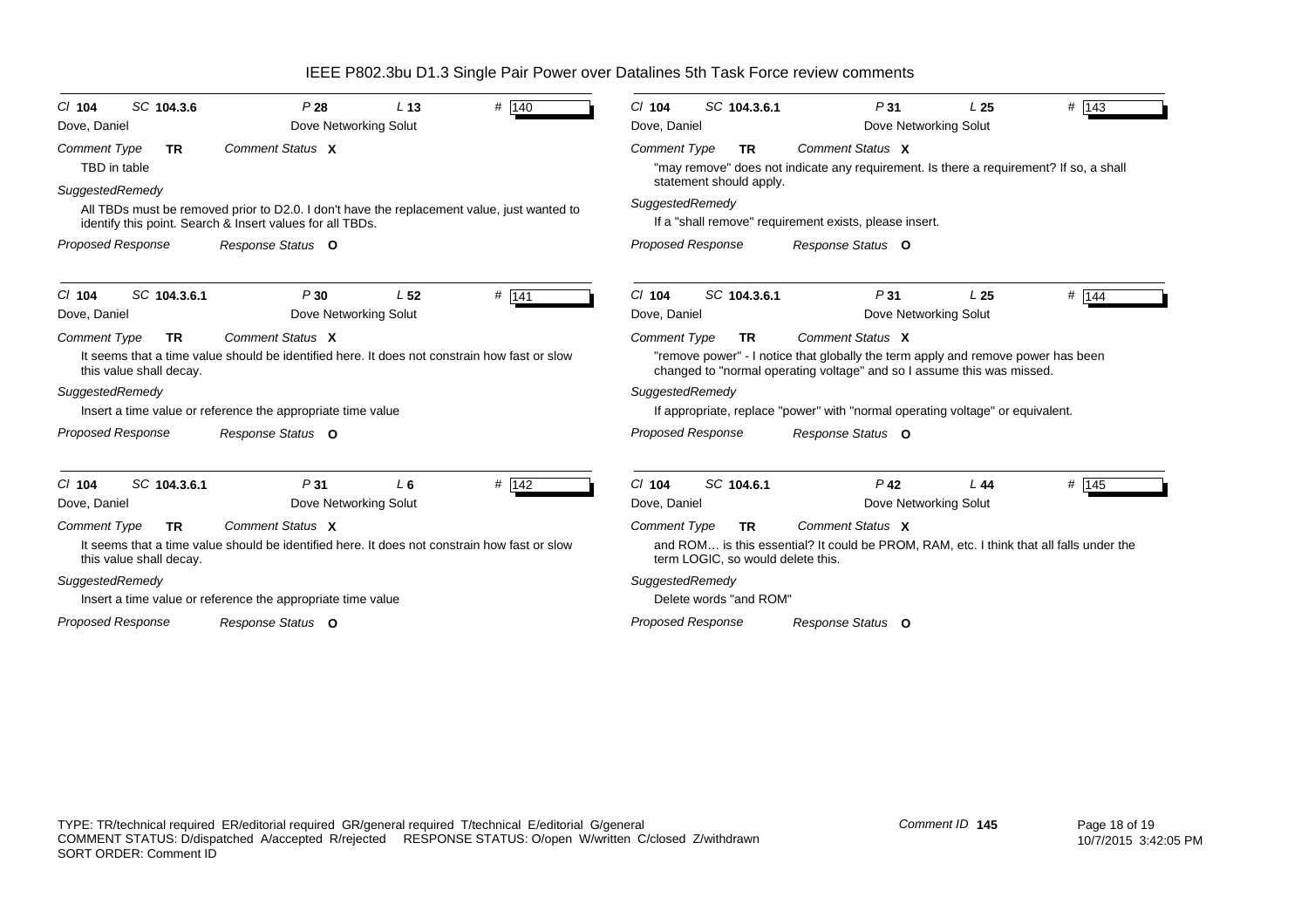# IEEE P802.3bu D1.3 Single Pair Power over Datalines 5th Task Force review comments

**Cl** 104 **SC** 104.3.6 **P** 28 **L** 13 **#** 140

Dove, Daniel — Dove Networking Solut

*Comment Type* **TR** *Comment Status* **X**

TBD in table

*SuggestedRemedy*

All TBDs must be removed prior to D2.0. I don't have the replacement value, just wanted to identify this point. Search & Insert values for all TBDs.

*Proposed Response* *Response Status* **O**

---

**Cl** 104 **SC** 104.3.6.1 **P** 30 **L** 52 **#** 141

Dove, Daniel — Dove Networking Solut

*Comment Type* **TR** *Comment Status* **X**

It seems that a time value should be identified here. It does not constrain how fast or slow this value shall decay.

*SuggestedRemedy*

Insert a time value or reference the appropriate time value

*Proposed Response* *Response Status* **O**

---

**Cl** 104 **SC** 104.3.6.1 **P** 31 **L** 6 **#** 142

Dove, Daniel — Dove Networking Solut

*Comment Type* **TR** *Comment Status* **X**

It seems that a time value should be identified here. It does not constrain how fast or slow this value shall decay.

*SuggestedRemedy*

Insert a time value or reference the appropriate time value

*Proposed Response* *Response Status* **O**

---

**Cl** 104 **SC** 104.3.6.1 **P** 31 **L** 25 **#** 143

Dove, Daniel — Dove Networking Solut

*Comment Type* **TR** *Comment Status* **X**

"may remove" does not indicate any requirement. Is there a requirement? If so, a shall statement should apply.

*SuggestedRemedy*

If a "shall remove" requirement exists, please insert.

*Proposed Response* *Response Status* **O**

---

**Cl** 104 **SC** 104.3.6.1 **P** 31 **L** 25 **#** 144

Dove, Daniel — Dove Networking Solut

*Comment Type* **TR** *Comment Status* **X**

"remove power" - I notice that globally the term apply and remove power has been changed to "normal operating voltage" and so I assume this was missed.

*SuggestedRemedy*

If appropriate, replace "power" with "normal operating voltage" or equivalent.

*Proposed Response* *Response Status* **O**

---

**Cl** 104 **SC** 104.6.1 **P** 42 **L** 44 **#** 145

Dove, Daniel — Dove Networking Solut

*Comment Type* **TR** *Comment Status* **X**

and ROM… is this essential? It could be PROM, RAM, etc. I think that all falls under the term LOGIC, so would delete this.

*SuggestedRemedy*

Delete words "and ROM"

*Proposed Response* *Response Status* **O**

---

TYPE: TR/technical required ER/editorial required GR/general required T/technical E/editorial G/general
COMMENT STATUS: D/dispatched A/accepted R/rejected RESPONSE STATUS: O/open W/written C/closed Z/withdrawn
SORT ORDER: Comment ID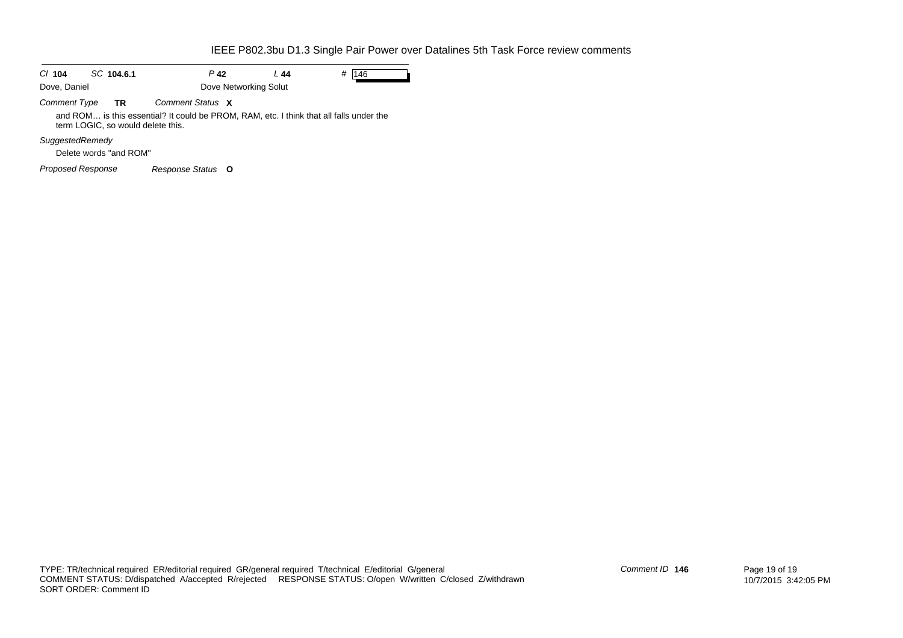*Cl* **104** *SC* **104.6.1** *P* **42** *L* **44** # 146

Dove, Daniel Dove Networking Solut

*Comment Type* **TR** *Comment Status* **X**

and ROM… is this essential? It could be PROM, RAM, etc. I think that all falls under the term LOGIC, so would delete this.

*SuggestedRemedy*

Delete words "and ROM"

*Proposed Response* *Response Status* **O**

TYPE: TR/technical required ER/editorial required GR/general required T/technical E/editorial G/general
COMMENT STATUS: D/dispatched A/accepted R/rejected RESPONSE STATUS: O/open W/written C/closed Z/withdrawn
SORT ORDER: Comment ID

*Comment ID* **146**